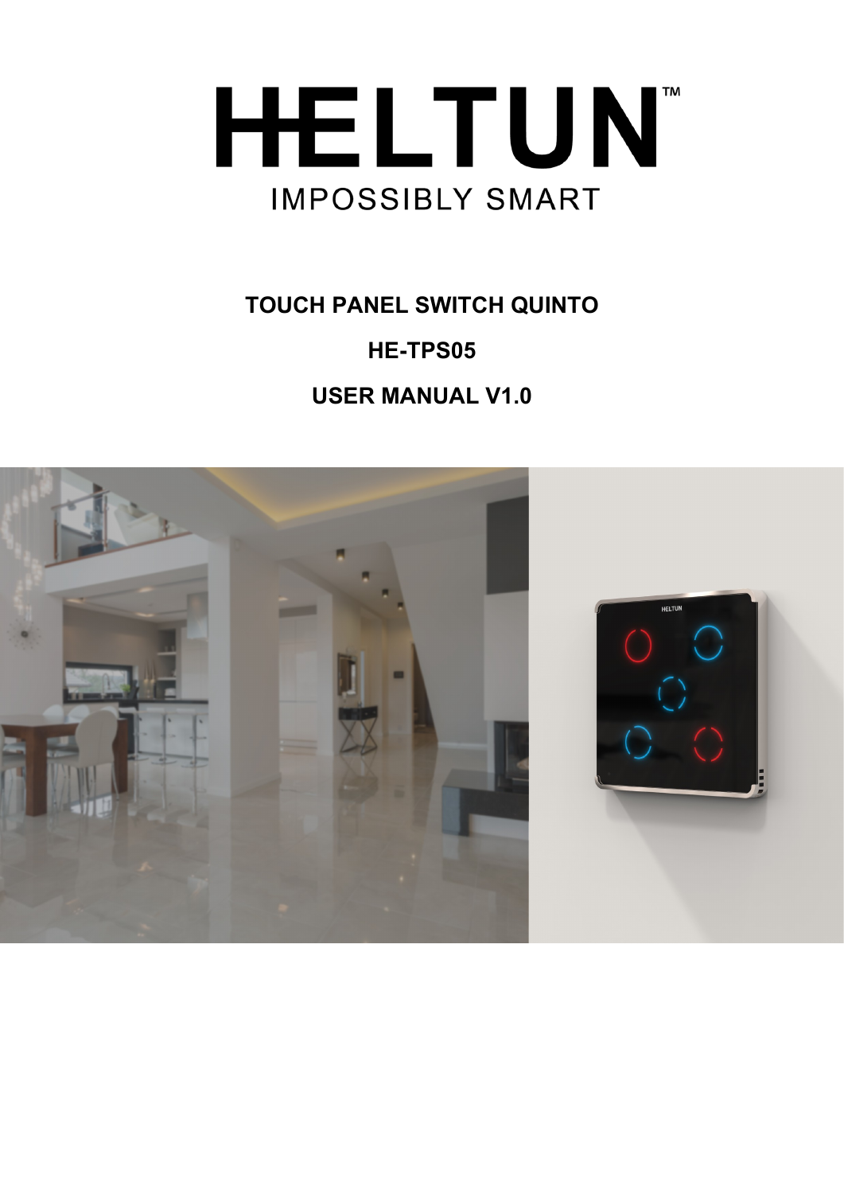# HELTUN™

IMPOSSIBLY SMART

**TOUCH PANEL SWITCH QUINTO**

**HE-TPS05**

**USER MANUAL V1.0**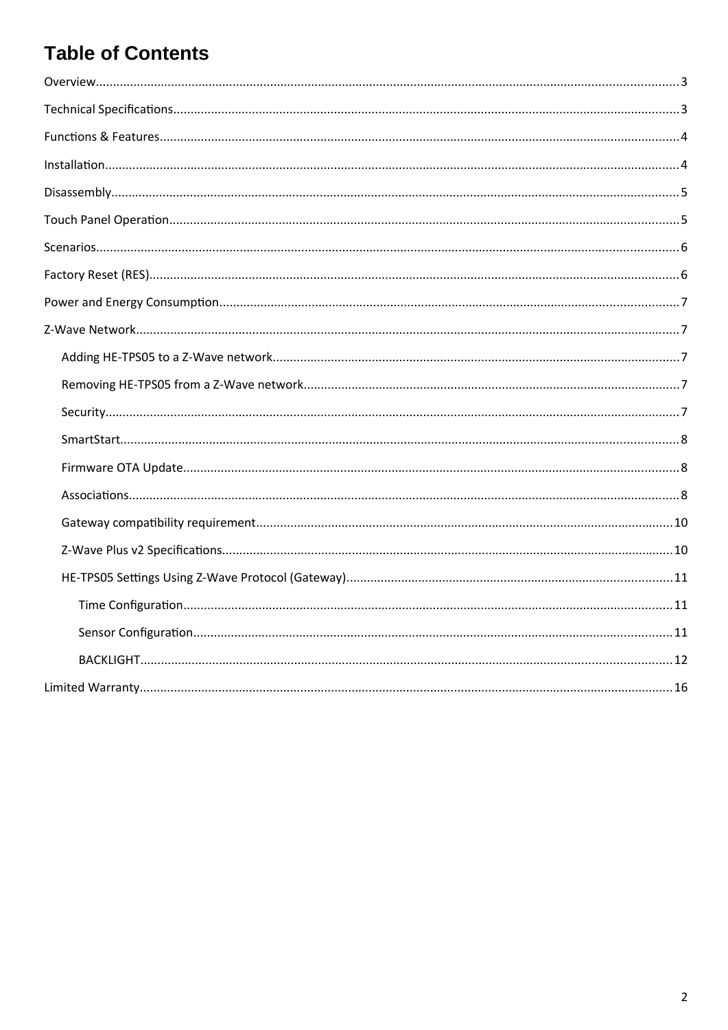# Table of Contents

- Overview ... 3
- Technical Specifications ... 3
- Functions & Features ... 4
- Installation ... 4
- Disassembly ... 5
- Touch Panel Operation ... 5
- Scenarios ... 6
- Factory Reset (RES) ... 6
- Power and Energy Consumption ... 7
- Z-Wave Network ... 7
  - Adding HE-TPS05 to a Z-Wave network ... 7
  - Removing HE-TPS05 from a Z-Wave network ... 7
  - Security ... 7
  - SmartStart ... 8
  - Firmware OTA Update ... 8
  - Associations ... 8
  - Gateway compatibility requirement ... 10
  - Z-Wave Plus v2 Specifications ... 10
  - HE-TPS05 Settings Using Z-Wave Protocol (Gateway) ... 11
    - Time Configuration ... 11
    - Sensor Configuration ... 11
    - BACKLIGHT ... 12
- Limited Warranty ... 16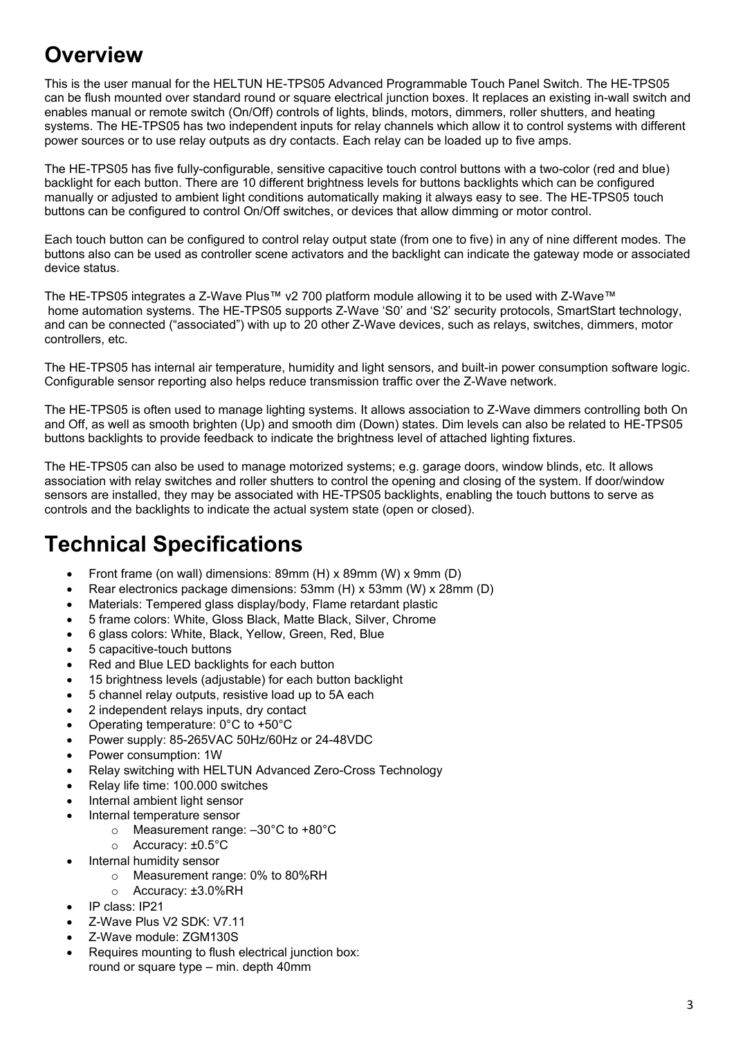# Overview

This is the user manual for the HELTUN HE-TPS05 Advanced Programmable Touch Panel Switch. The HE-TPS05 can be flush mounted over standard round or square electrical junction boxes. It replaces an existing in-wall switch and enables manual or remote switch (On/Off) controls of lights, blinds, motors, dimmers, roller shutters, and heating systems. The HE-TPS05 has two independent inputs for relay channels which allow it to control systems with different power sources or to use relay outputs as dry contacts. Each relay can be loaded up to five amps.

The HE-TPS05 has five fully-configurable, sensitive capacitive touch control buttons with a two-color (red and blue) backlight for each button. There are 10 different brightness levels for buttons backlights which can be configured manually or adjusted to ambient light conditions automatically making it always easy to see. The HE-TPS05 touch buttons can be configured to control On/Off switches, or devices that allow dimming or motor control.

Each touch button can be configured to control relay output state (from one to five) in any of nine different modes. The buttons also can be used as controller scene activators and the backlight can indicate the gateway mode or associated device status.

The HE-TPS05 integrates a Z-Wave Plus™ v2 700 platform module allowing it to be used with Z-Wave™ home automation systems. The HE-TPS05 supports Z-Wave 'S0' and 'S2' security protocols, SmartStart technology, and can be connected ("associated") with up to 20 other Z-Wave devices, such as relays, switches, dimmers, motor controllers, etc.

The HE-TPS05 has internal air temperature, humidity and light sensors, and built-in power consumption software logic. Configurable sensor reporting also helps reduce transmission traffic over the Z-Wave network.

The HE-TPS05 is often used to manage lighting systems. It allows association to Z-Wave dimmers controlling both On and Off, as well as smooth brighten (Up) and smooth dim (Down) states. Dim levels can also be related to HE-TPS05 buttons backlights to provide feedback to indicate the brightness level of attached lighting fixtures.

The HE-TPS05 can also be used to manage motorized systems; e.g. garage doors, window blinds, etc. It allows association with relay switches and roller shutters to control the opening and closing of the system. If door/window sensors are installed, they may be associated with HE-TPS05 backlights, enabling the touch buttons to serve as controls and the backlights to indicate the actual system state (open or closed).

# Technical Specifications

- Front frame (on wall) dimensions: 89mm (H) x 89mm (W) x 9mm (D)
- Rear electronics package dimensions: 53mm (H) x 53mm (W) x 28mm (D)
- Materials: Tempered glass display/body, Flame retardant plastic
- 5 frame colors: White, Gloss Black, Matte Black, Silver, Chrome
- 6 glass colors: White, Black, Yellow, Green, Red, Blue
- 5 capacitive-touch buttons
- Red and Blue LED backlights for each button
- 15 brightness levels (adjustable) for each button backlight
- 5 channel relay outputs, resistive load up to 5A each
- 2 independent relays inputs, dry contact
- Operating temperature: 0°C to +50°C
- Power supply: 85-265VAC 50Hz/60Hz or 24-48VDC
- Power consumption: 1W
- Relay switching with HELTUN Advanced Zero-Cross Technology
- Relay life time: 100.000 switches
- Internal ambient light sensor
- Internal temperature sensor
  - Measurement range: –30°C to +80°C
  - Accuracy: ±0.5°C
- Internal humidity sensor
  - Measurement range: 0% to 80%RH
  - Accuracy: ±3.0%RH
- IP class: IP21
- Z-Wave Plus V2 SDK: V7.11
- Z-Wave module: ZGM130S
- Requires mounting to flush electrical junction box:
  round or square type – min. depth 40mm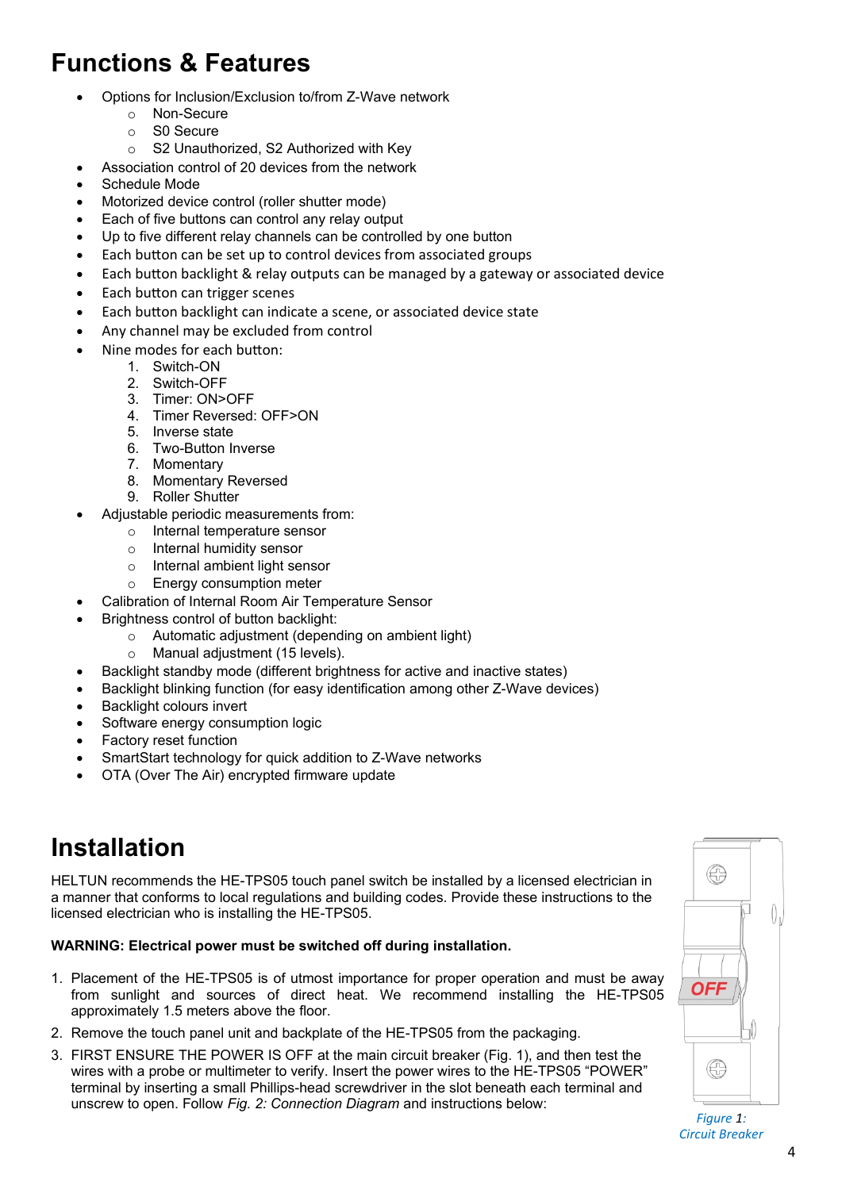# Functions & Features

- Options for Inclusion/Exclusion to/from Z-Wave network
  - Non-Secure
  - S0 Secure
  - S2 Unauthorized, S2 Authorized with Key
- Association control of 20 devices from the network
- Schedule Mode
- Motorized device control (roller shutter mode)
- Each of five buttons can control any relay output
- Up to five different relay channels can be controlled by one button
- Each button can be set up to control devices from associated groups
- Each button backlight & relay outputs can be managed by a gateway or associated device
- Each button can trigger scenes
- Each button backlight can indicate a scene, or associated device state
- Any channel may be excluded from control
- Nine modes for each button:
  1. Switch-ON
  2. Switch-OFF
  3. Timer: ON>OFF
  4. Timer Reversed: OFF>ON
  5. Inverse state
  6. Two-Button Inverse
  7. Momentary
  8. Momentary Reversed
  9. Roller Shutter
- Adjustable periodic measurements from:
  - Internal temperature sensor
  - Internal humidity sensor
  - Internal ambient light sensor
  - Energy consumption meter
- Calibration of Internal Room Air Temperature Sensor
- Brightness control of button backlight:
  - Automatic adjustment (depending on ambient light)
  - Manual adjustment (15 levels).
- Backlight standby mode (different brightness for active and inactive states)
- Backlight blinking function (for easy identification among other Z-Wave devices)
- Backlight colours invert
- Software energy consumption logic
- Factory reset function
- SmartStart technology for quick addition to Z-Wave networks
- OTA (Over The Air) encrypted firmware update

# Installation

HELTUN recommends the HE-TPS05 touch panel switch be installed by a licensed electrician in a manner that conforms to local regulations and building codes. Provide these instructions to the licensed electrician who is installing the HE-TPS05.

**WARNING: Electrical power must be switched off during installation.**

1. Placement of the HE-TPS05 is of utmost importance for proper operation and must be away from sunlight and sources of direct heat. We recommend installing the HE-TPS05 approximately 1.5 meters above the floor.
2. Remove the touch panel unit and backplate of the HE-TPS05 from the packaging.
3. FIRST ENSURE THE POWER IS OFF at the main circuit breaker (Fig. 1), and then test the wires with a probe or multimeter to verify. Insert the power wires to the HE-TPS05 "POWER" terminal by inserting a small Phillips-head screwdriver in the slot beneath each terminal and unscrew to open. Follow *Fig. 2: Connection Diagram* and instructions below:

OFF

*Figure 1: Circuit Breaker*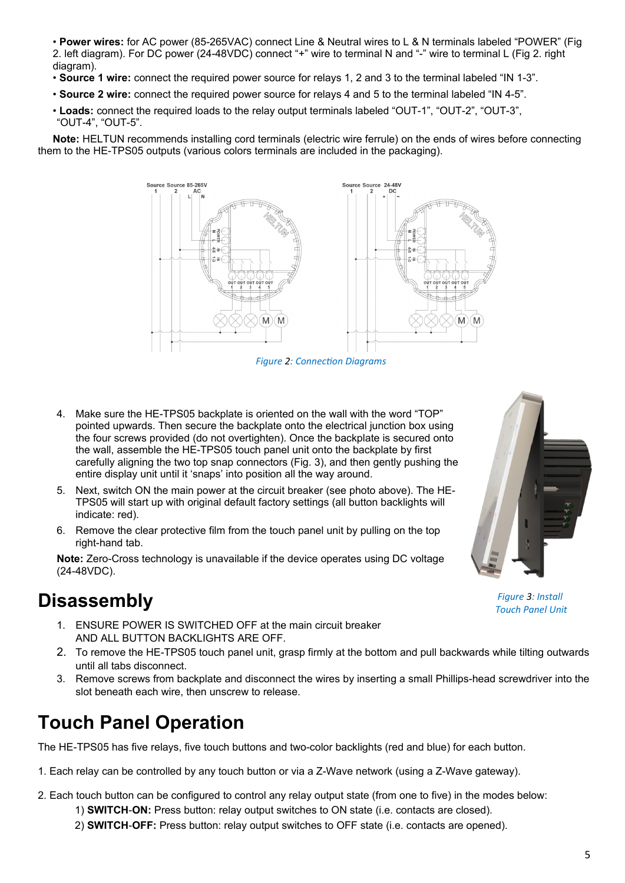• **Power wires:** for AC power (85-265VAC) connect Line & Neutral wires to L & N terminals labeled "POWER" (Fig 2. left diagram). For DC power (24-48VDC) connect "+" wire to terminal N and "-" wire to terminal L (Fig 2. right diagram).

• **Source 1 wire:** connect the required power source for relays 1, 2 and 3 to the terminal labeled "IN 1-3".

• **Source 2 wire:** connect the required power source for relays 4 and 5 to the terminal labeled "IN 4-5".

• **Loads:** connect the required loads to the relay output terminals labeled "OUT-1", "OUT-2", "OUT-3", "OUT-4", "OUT-5".

**Note:** HELTUN recommends installing cord terminals (electric wire ferrule) on the ends of wires before connecting them to the HE-TPS05 outputs (various colors terminals are included in the packaging).

*Figure 2: Connection Diagrams*

4. Make sure the HE-TPS05 backplate is oriented on the wall with the word "TOP" pointed upwards. Then secure the backplate onto the electrical junction box using the four screws provided (do not overtighten). Once the backplate is secured onto the wall, assemble the HE-TPS05 touch panel unit onto the backplate by first carefully aligning the two top snap connectors (Fig. 3), and then gently pushing the entire display unit until it 'snaps' into position all the way around.
5. Next, switch ON the main power at the circuit breaker (see photo above). The HE-TPS05 will start up with original default factory settings (all button backlights will indicate: red).
6. Remove the clear protective film from the touch panel unit by pulling on the top right-hand tab.

**Note:** Zero-Cross technology is unavailable if the device operates using DC voltage (24-48VDC).

*Figure 3: Install Touch Panel Unit*

# Disassembly

1. ENSURE POWER IS SWITCHED OFF at the main circuit breaker AND ALL BUTTON BACKLIGHTS ARE OFF.
2. To remove the HE-TPS05 touch panel unit, grasp firmly at the bottom and pull backwards while tilting outwards until all tabs disconnect.
3. Remove screws from backplate and disconnect the wires by inserting a small Phillips-head screwdriver into the slot beneath each wire, then unscrew to release.

# Touch Panel Operation

The HE-TPS05 has five relays, five touch buttons and two-color backlights (red and blue) for each button.

1. Each relay can be controlled by any touch button or via a Z-Wave network (using a Z-Wave gateway).

2. Each touch button can be configured to control any relay output state (from one to five) in the modes below:
   1) **SWITCH-ON:** Press button: relay output switches to ON state (i.e. contacts are closed).
   2) **SWITCH-OFF:** Press button: relay output switches to OFF state (i.e. contacts are opened).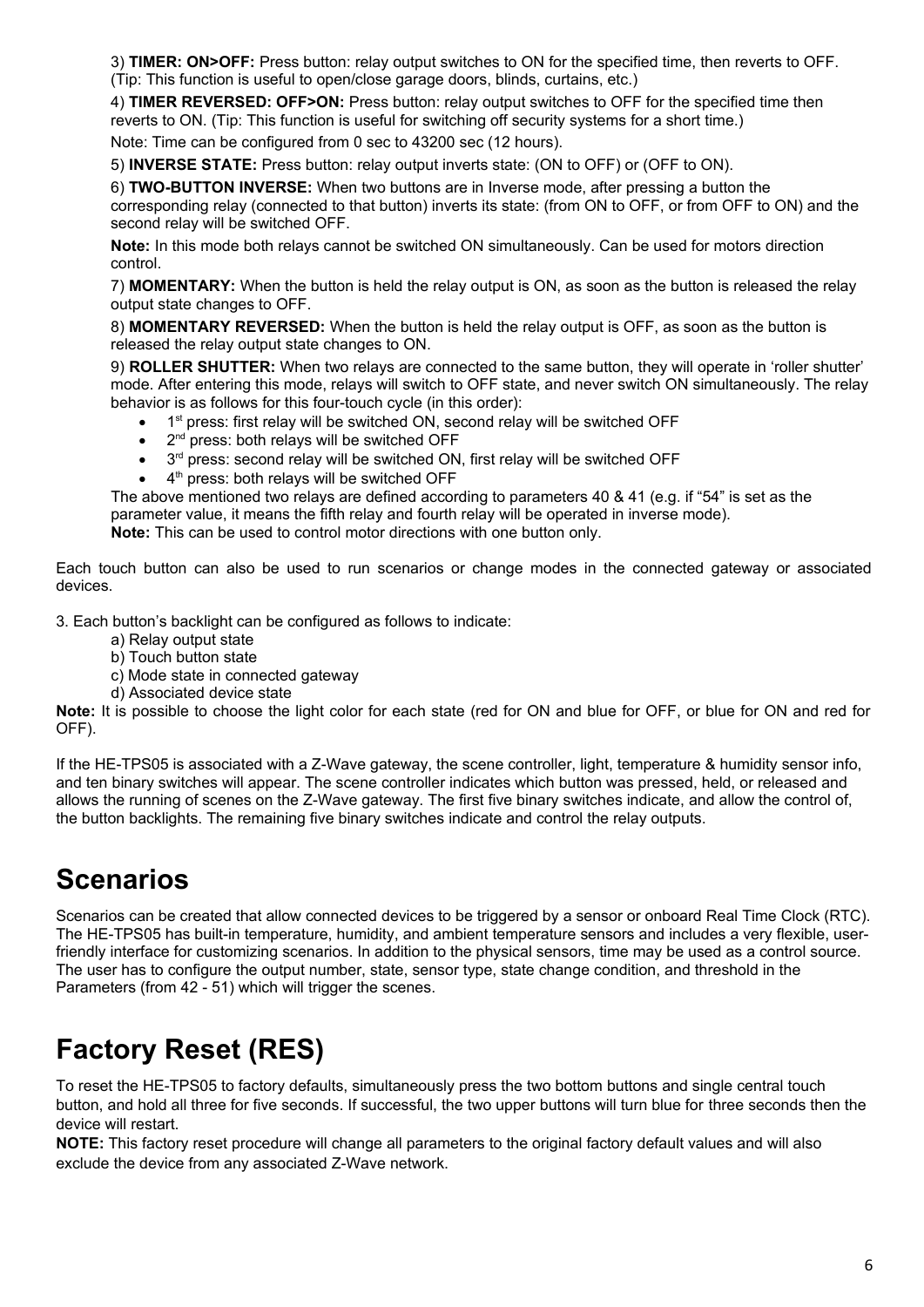3) **TIMER: ON>OFF:** Press button: relay output switches to ON for the specified time, then reverts to OFF. (Tip: This function is useful to open/close garage doors, blinds, curtains, etc.)

4) **TIMER REVERSED: OFF>ON:** Press button: relay output switches to OFF for the specified time then reverts to ON. (Tip: This function is useful for switching off security systems for a short time.)

Note: Time can be configured from 0 sec to 43200 sec (12 hours).

5) **INVERSE STATE:** Press button: relay output inverts state: (ON to OFF) or (OFF to ON).

6) **TWO-BUTTON INVERSE:** When two buttons are in Inverse mode, after pressing a button the corresponding relay (connected to that button) inverts its state: (from ON to OFF, or from OFF to ON) and the second relay will be switched OFF.

**Note:** In this mode both relays cannot be switched ON simultaneously. Can be used for motors direction control.

7) **MOMENTARY:** When the button is held the relay output is ON, as soon as the button is released the relay output state changes to OFF.

8) **MOMENTARY REVERSED:** When the button is held the relay output is OFF, as soon as the button is released the relay output state changes to ON.

9) **ROLLER SHUTTER:** When two relays are connected to the same button, they will operate in 'roller shutter' mode. After entering this mode, relays will switch to OFF state, and never switch ON simultaneously. The relay behavior is as follows for this four-touch cycle (in this order):

- 1st press: first relay will be switched ON, second relay will be switched OFF
- 2nd press: both relays will be switched OFF
- 3rd press: second relay will be switched ON, first relay will be switched OFF
- 4th press: both relays will be switched OFF

The above mentioned two relays are defined according to parameters 40 & 41 (e.g. if "54" is set as the parameter value, it means the fifth relay and fourth relay will be operated in inverse mode).
**Note:** This can be used to control motor directions with one button only.

Each touch button can also be used to run scenarios or change modes in the connected gateway or associated devices.

3. Each button's backlight can be configured as follows to indicate:

a) Relay output state
b) Touch button state
c) Mode state in connected gateway
d) Associated device state

**Note:** It is possible to choose the light color for each state (red for ON and blue for OFF, or blue for ON and red for OFF).

If the HE-TPS05 is associated with a Z-Wave gateway, the scene controller, light, temperature & humidity sensor info, and ten binary switches will appear. The scene controller indicates which button was pressed, held, or released and allows the running of scenes on the Z-Wave gateway. The first five binary switches indicate, and allow the control of, the button backlights. The remaining five binary switches indicate and control the relay outputs.

# Scenarios

Scenarios can be created that allow connected devices to be triggered by a sensor or onboard Real Time Clock (RTC). The HE-TPS05 has built-in temperature, humidity, and ambient temperature sensors and includes a very flexible, user-friendly interface for customizing scenarios. In addition to the physical sensors, time may be used as a control source. The user has to configure the output number, state, sensor type, state change condition, and threshold in the Parameters (from 42 - 51) which will trigger the scenes.

# Factory Reset (RES)

To reset the HE-TPS05 to factory defaults, simultaneously press the two bottom buttons and single central touch button, and hold all three for five seconds. If successful, the two upper buttons will turn blue for three seconds then the device will restart.
**NOTE:** This factory reset procedure will change all parameters to the original factory default values and will also exclude the device from any associated Z-Wave network.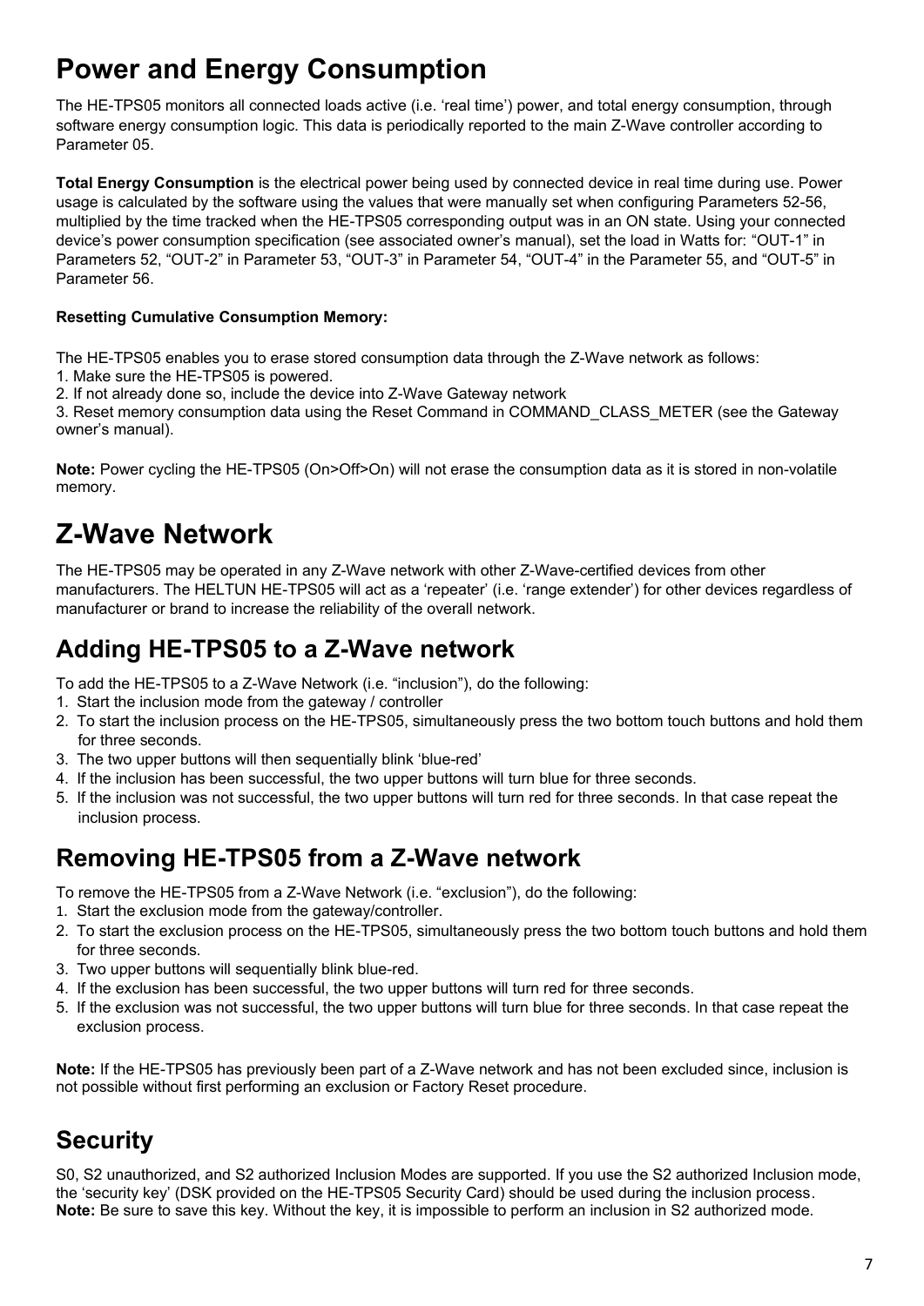# Power and Energy Consumption

The HE-TPS05 monitors all connected loads active (i.e. 'real time') power, and total energy consumption, through software energy consumption logic. This data is periodically reported to the main Z-Wave controller according to Parameter 05.

**Total Energy Consumption** is the electrical power being used by connected device in real time during use. Power usage is calculated by the software using the values that were manually set when configuring Parameters 52-56, multiplied by the time tracked when the HE-TPS05 corresponding output was in an ON state. Using your connected device's power consumption specification (see associated owner's manual), set the load in Watts for: "OUT-1" in Parameters 52, "OUT-2" in Parameter 53, "OUT-3" in Parameter 54, "OUT-4" in the Parameter 55, and "OUT-5" in Parameter 56.

**Resetting Cumulative Consumption Memory:**

The HE-TPS05 enables you to erase stored consumption data through the Z-Wave network as follows:
1. Make sure the HE-TPS05 is powered.
2. If not already done so, include the device into Z-Wave Gateway network
3. Reset memory consumption data using the Reset Command in COMMAND_CLASS_METER (see the Gateway owner's manual).

**Note:** Power cycling the HE-TPS05 (On>Off>On) will not erase the consumption data as it is stored in non-volatile memory.

# Z-Wave Network

The HE-TPS05 may be operated in any Z-Wave network with other Z-Wave-certified devices from other manufacturers. The HELTUN HE-TPS05 will act as a 'repeater' (i.e. 'range extender') for other devices regardless of manufacturer or brand to increase the reliability of the overall network.

## Adding HE-TPS05 to a Z-Wave network

To add the HE-TPS05 to a Z-Wave Network (i.e. "inclusion"), do the following:
1. Start the inclusion mode from the gateway / controller
2. To start the inclusion process on the HE-TPS05, simultaneously press the two bottom touch buttons and hold them for three seconds.
3. The two upper buttons will then sequentially blink 'blue-red'
4. If the inclusion has been successful, the two upper buttons will turn blue for three seconds.
5. If the inclusion was not successful, the two upper buttons will turn red for three seconds. In that case repeat the inclusion process.

## Removing HE-TPS05 from a Z-Wave network

To remove the HE-TPS05 from a Z-Wave Network (i.e. "exclusion"), do the following:
1. Start the exclusion mode from the gateway/controller.
2. To start the exclusion process on the HE-TPS05, simultaneously press the two bottom touch buttons and hold them for three seconds.
3. Two upper buttons will sequentially blink blue-red.
4. If the exclusion has been successful, the two upper buttons will turn red for three seconds.
5. If the exclusion was not successful, the two upper buttons will turn blue for three seconds. In that case repeat the exclusion process.

**Note:** If the HE-TPS05 has previously been part of a Z-Wave network and has not been excluded since, inclusion is not possible without first performing an exclusion or Factory Reset procedure.

## Security

S0, S2 unauthorized, and S2 authorized Inclusion Modes are supported. If you use the S2 authorized Inclusion mode, the 'security key' (DSK provided on the HE-TPS05 Security Card) should be used during the inclusion process.
**Note:** Be sure to save this key. Without the key, it is impossible to perform an inclusion in S2 authorized mode.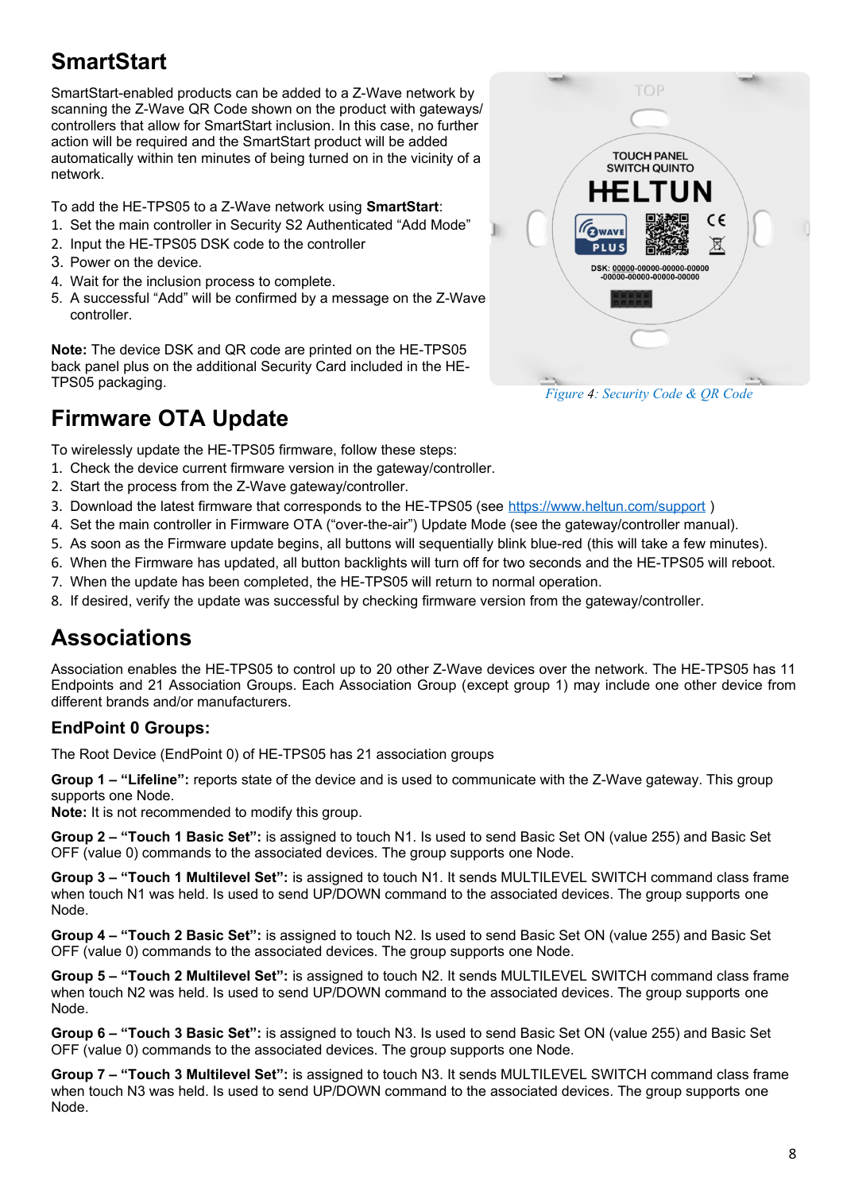## SmartStart

SmartStart-enabled products can be added to a Z-Wave network by scanning the Z-Wave QR Code shown on the product with gateways/ controllers that allow for SmartStart inclusion. In this case, no further action will be required and the SmartStart product will be added automatically within ten minutes of being turned on in the vicinity of a network.

To add the HE-TPS05 to a Z-Wave network using **SmartStart**:

1. Set the main controller in Security S2 Authenticated “Add Mode”
2. Input the HE-TPS05 DSK code to the controller
3. Power on the device.
4. Wait for the inclusion process to complete.
5. A successful “Add” will be confirmed by a message on the Z-Wave controller.

**Note:** The device DSK and QR code are printed on the HE-TPS05 back panel plus on the additional Security Card included in the HE-TPS05 packaging.

*Figure 4: Security Code & QR Code*

## Firmware OTA Update

To wirelessly update the HE-TPS05 firmware, follow these steps:

1. Check the device current firmware version in the gateway/controller.
2. Start the process from the Z-Wave gateway/controller.
3. Download the latest firmware that corresponds to the HE-TPS05 (see https://www.heltun.com/support )
4. Set the main controller in Firmware OTA (“over-the-air”) Update Mode (see the gateway/controller manual).
5. As soon as the Firmware update begins, all buttons will sequentially blink blue-red (this will take a few minutes).
6. When the Firmware has updated, all button backlights will turn off for two seconds and the HE-TPS05 will reboot.
7. When the update has been completed, the HE-TPS05 will return to normal operation.
8. If desired, verify the update was successful by checking firmware version from the gateway/controller.

## Associations

Association enables the HE-TPS05 to control up to 20 other Z-Wave devices over the network. The HE-TPS05 has 11 Endpoints and 21 Association Groups. Each Association Group (except group 1) may include one other device from different brands and/or manufacturers.

### EndPoint 0 Groups:

The Root Device (EndPoint 0) of HE-TPS05 has 21 association groups

**Group 1 – “Lifeline”:** reports state of the device and is used to communicate with the Z-Wave gateway. This group supports one Node.
**Note:** It is not recommended to modify this group.

**Group 2 – “Touch 1 Basic Set”:** is assigned to touch N1. Is used to send Basic Set ON (value 255) and Basic Set OFF (value 0) commands to the associated devices. The group supports one Node.

**Group 3 – “Touch 1 Multilevel Set”:** is assigned to touch N1. It sends MULTILEVEL SWITCH command class frame when touch N1 was held. Is used to send UP/DOWN command to the associated devices. The group supports one Node.

**Group 4 – “Touch 2 Basic Set”:** is assigned to touch N2. Is used to send Basic Set ON (value 255) and Basic Set OFF (value 0) commands to the associated devices. The group supports one Node.

**Group 5 – “Touch 2 Multilevel Set”:** is assigned to touch N2. It sends MULTILEVEL SWITCH command class frame when touch N2 was held. Is used to send UP/DOWN command to the associated devices. The group supports one Node.

**Group 6 – “Touch 3 Basic Set”:** is assigned to touch N3. Is used to send Basic Set ON (value 255) and Basic Set OFF (value 0) commands to the associated devices. The group supports one Node.

**Group 7 – “Touch 3 Multilevel Set”:** is assigned to touch N3. It sends MULTILEVEL SWITCH command class frame when touch N3 was held. Is used to send UP/DOWN command to the associated devices. The group supports one Node.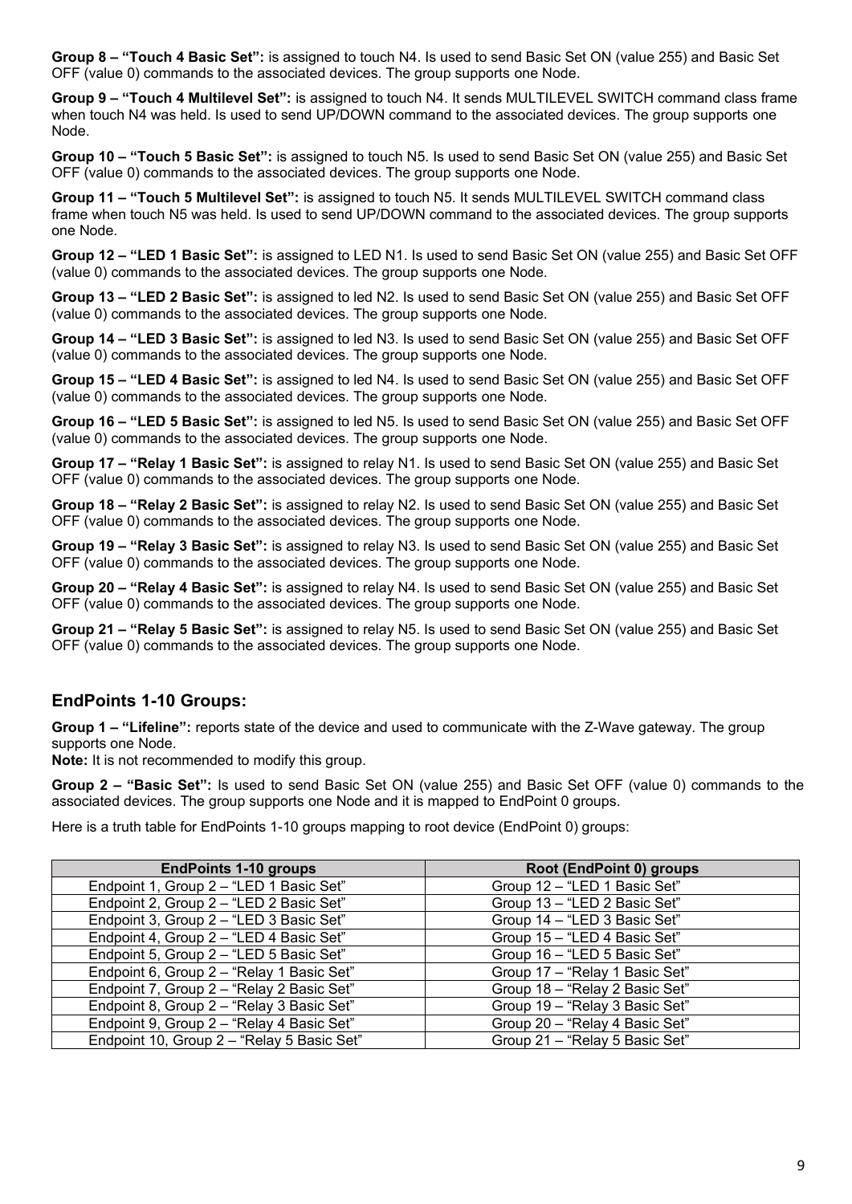**Group 8 – “Touch 4 Basic Set”:** is assigned to touch N4. Is used to send Basic Set ON (value 255) and Basic Set OFF (value 0) commands to the associated devices. The group supports one Node.

**Group 9 – “Touch 4 Multilevel Set”:** is assigned to touch N4. It sends MULTILEVEL SWITCH command class frame when touch N4 was held. Is used to send UP/DOWN command to the associated devices. The group supports one Node.

**Group 10 – “Touch 5 Basic Set”:** is assigned to touch N5. Is used to send Basic Set ON (value 255) and Basic Set OFF (value 0) commands to the associated devices. The group supports one Node.

**Group 11 – “Touch 5 Multilevel Set”:** is assigned to touch N5. It sends MULTILEVEL SWITCH command class frame when touch N5 was held. Is used to send UP/DOWN command to the associated devices. The group supports one Node.

**Group 12 – “LED 1 Basic Set”:** is assigned to LED N1. Is used to send Basic Set ON (value 255) and Basic Set OFF (value 0) commands to the associated devices. The group supports one Node.

**Group 13 – “LED 2 Basic Set”:** is assigned to led N2. Is used to send Basic Set ON (value 255) and Basic Set OFF (value 0) commands to the associated devices. The group supports one Node.

**Group 14 – “LED 3 Basic Set”:** is assigned to led N3. Is used to send Basic Set ON (value 255) and Basic Set OFF (value 0) commands to the associated devices. The group supports one Node.

**Group 15 – “LED 4 Basic Set”:** is assigned to led N4. Is used to send Basic Set ON (value 255) and Basic Set OFF (value 0) commands to the associated devices. The group supports one Node.

**Group 16 – “LED 5 Basic Set”:** is assigned to led N5. Is used to send Basic Set ON (value 255) and Basic Set OFF (value 0) commands to the associated devices. The group supports one Node.

**Group 17 – “Relay 1 Basic Set”:** is assigned to relay N1. Is used to send Basic Set ON (value 255) and Basic Set OFF (value 0) commands to the associated devices. The group supports one Node.

**Group 18 – “Relay 2 Basic Set”:** is assigned to relay N2. Is used to send Basic Set ON (value 255) and Basic Set OFF (value 0) commands to the associated devices. The group supports one Node.

**Group 19 – “Relay 3 Basic Set”:** is assigned to relay N3. Is used to send Basic Set ON (value 255) and Basic Set OFF (value 0) commands to the associated devices. The group supports one Node.

**Group 20 – “Relay 4 Basic Set”:** is assigned to relay N4. Is used to send Basic Set ON (value 255) and Basic Set OFF (value 0) commands to the associated devices. The group supports one Node.

**Group 21 – “Relay 5 Basic Set”:** is assigned to relay N5. Is used to send Basic Set ON (value 255) and Basic Set OFF (value 0) commands to the associated devices. The group supports one Node.

## EndPoints 1-10 Groups:

**Group 1 – “Lifeline”:** reports state of the device and used to communicate with the Z-Wave gateway. The group supports one Node.
**Note:** It is not recommended to modify this group.

**Group 2 – “Basic Set”:** Is used to send Basic Set ON (value 255) and Basic Set OFF (value 0) commands to the associated devices. The group supports one Node and it is mapped to EndPoint 0 groups.

Here is a truth table for EndPoints 1-10 groups mapping to root device (EndPoint 0) groups:

| EndPoints 1-10 groups | Root (EndPoint 0) groups |
|---|---|
| Endpoint 1, Group 2 – “LED 1 Basic Set” | Group 12 – “LED 1 Basic Set” |
| Endpoint 2, Group 2 – “LED 2 Basic Set” | Group 13 – “LED 2 Basic Set” |
| Endpoint 3, Group 2 – “LED 3 Basic Set” | Group 14 – “LED 3 Basic Set” |
| Endpoint 4, Group 2 – “LED 4 Basic Set” | Group 15 – “LED 4 Basic Set” |
| Endpoint 5, Group 2 – “LED 5 Basic Set” | Group 16 – “LED 5 Basic Set” |
| Endpoint 6, Group 2 – “Relay 1 Basic Set” | Group 17 – “Relay 1 Basic Set” |
| Endpoint 7, Group 2 – “Relay 2 Basic Set” | Group 18 – “Relay 2 Basic Set” |
| Endpoint 8, Group 2 – “Relay 3 Basic Set” | Group 19 – “Relay 3 Basic Set” |
| Endpoint 9, Group 2 – “Relay 4 Basic Set” | Group 20 – “Relay 4 Basic Set” |
| Endpoint 10, Group 2 – “Relay 5 Basic Set” | Group 21 – “Relay 5 Basic Set” |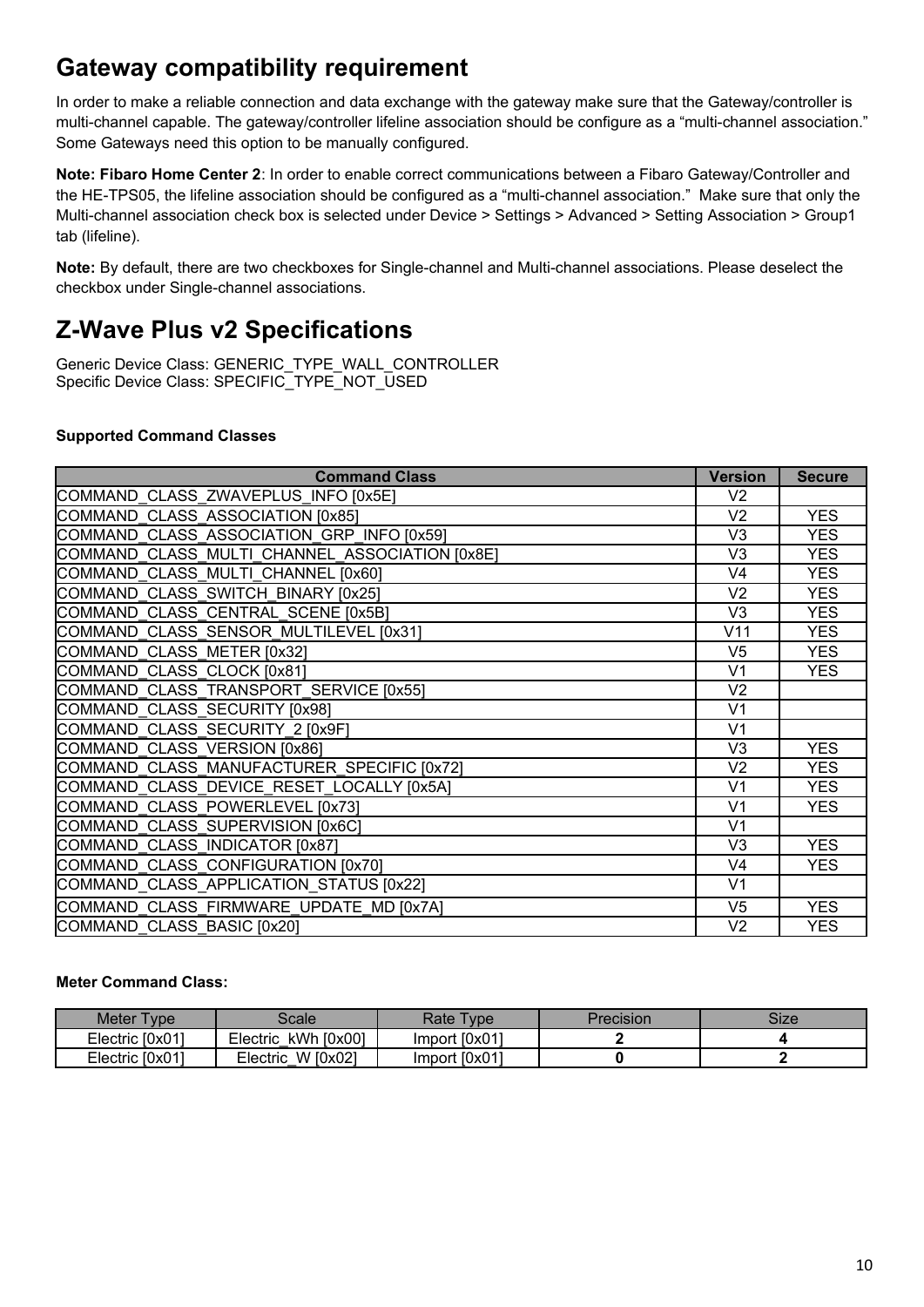# Gateway compatibility requirement

In order to make a reliable connection and data exchange with the gateway make sure that the Gateway/controller is multi-channel capable. The gateway/controller lifeline association should be configure as a “multi-channel association.” Some Gateways need this option to be manually configured.

**Note: Fibaro Home Center 2**: In order to enable correct communications between a Fibaro Gateway/Controller and the HE-TPS05, the lifeline association should be configured as a “multi-channel association.” Make sure that only the Multi-channel association check box is selected under Device > Settings > Advanced > Setting Association > Group1 tab (lifeline).

**Note:** By default, there are two checkboxes for Single-channel and Multi-channel associations. Please deselect the checkbox under Single-channel associations.

# Z-Wave Plus v2 Specifications

Generic Device Class: GENERIC_TYPE_WALL_CONTROLLER
Specific Device Class: SPECIFIC_TYPE_NOT_USED

**Supported Command Classes**

| Command Class | Version | Secure |
|---|---|---|
| COMMAND_CLASS_ZWAVEPLUS_INFO [0x5E] | V2 | |
| COMMAND_CLASS_ASSOCIATION [0x85] | V2 | YES |
| COMMAND_CLASS_ASSOCIATION_GRP_INFO [0x59] | V3 | YES |
| COMMAND_CLASS_MULTI_CHANNEL_ASSOCIATION [0x8E] | V3 | YES |
| COMMAND_CLASS_MULTI_CHANNEL [0x60] | V4 | YES |
| COMMAND_CLASS_SWITCH_BINARY [0x25] | V2 | YES |
| COMMAND_CLASS_CENTRAL_SCENE [0x5B] | V3 | YES |
| COMMAND_CLASS_SENSOR_MULTILEVEL [0x31] | V11 | YES |
| COMMAND_CLASS_METER [0x32] | V5 | YES |
| COMMAND_CLASS_CLOCK [0x81] | V1 | YES |
| COMMAND_CLASS_TRANSPORT_SERVICE [0x55] | V2 | |
| COMMAND_CLASS_SECURITY [0x98] | V1 | |
| COMMAND_CLASS_SECURITY_2 [0x9F] | V1 | |
| COMMAND_CLASS_VERSION [0x86] | V3 | YES |
| COMMAND_CLASS_MANUFACTURER_SPECIFIC [0x72] | V2 | YES |
| COMMAND_CLASS_DEVICE_RESET_LOCALLY [0x5A] | V1 | YES |
| COMMAND_CLASS_POWERLEVEL [0x73] | V1 | YES |
| COMMAND_CLASS_SUPERVISION [0x6C] | V1 | |
| COMMAND_CLASS_INDICATOR [0x87] | V3 | YES |
| COMMAND_CLASS_CONFIGURATION [0x70] | V4 | YES |
| COMMAND_CLASS_APPLICATION_STATUS [0x22] | V1 | |
| COMMAND_CLASS_FIRMWARE_UPDATE_MD [0x7A] | V5 | YES |
| COMMAND_CLASS_BASIC [0x20] | V2 | YES |

**Meter Command Class:**

| Meter Type | Scale | Rate Type | Precision | Size |
|---|---|---|---|---|
| Electric [0x01] | Electric_kWh [0x00] | Import [0x01] | **2** | **4** |
| Electric [0x01] | Electric_W [0x02] | Import [0x01] | **0** | **2** |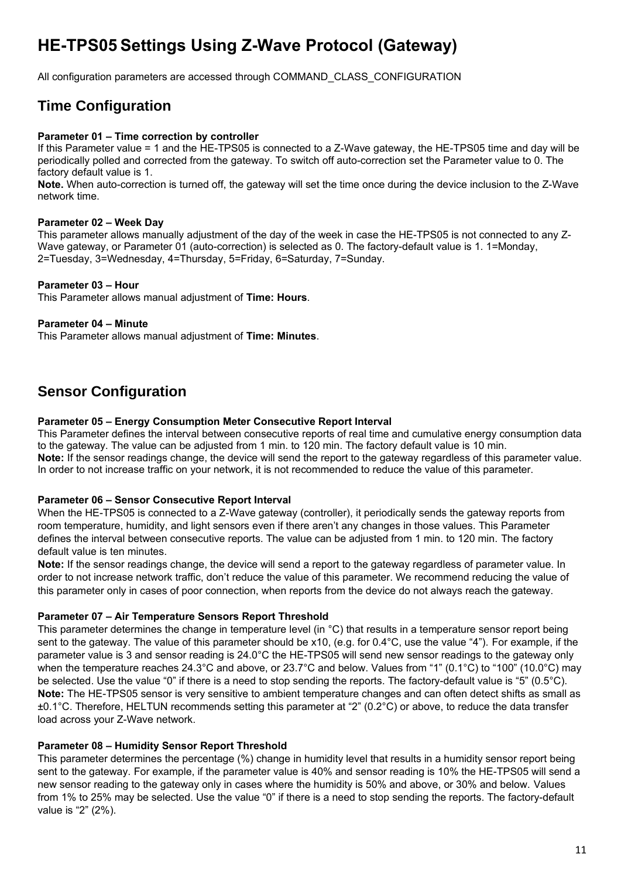# HE-TPS05 Settings Using Z-Wave Protocol (Gateway)

All configuration parameters are accessed through COMMAND_CLASS_CONFIGURATION

## Time Configuration

**Parameter 01 – Time correction by controller**
If this Parameter value = 1 and the HE-TPS05 is connected to a Z-Wave gateway, the HE-TPS05 time and day will be periodically polled and corrected from the gateway. To switch off auto-correction set the Parameter value to 0. The factory default value is 1.
**Note.** When auto-correction is turned off, the gateway will set the time once during the device inclusion to the Z-Wave network time.

**Parameter 02 – Week Day**
This parameter allows manually adjustment of the day of the week in case the HE-TPS05 is not connected to any Z-Wave gateway, or Parameter 01 (auto-correction) is selected as 0. The factory-default value is 1. 1=Monday, 2=Tuesday, 3=Wednesday, 4=Thursday, 5=Friday, 6=Saturday, 7=Sunday.

**Parameter 03 – Hour**
This Parameter allows manual adjustment of **Time: Hours**.

**Parameter 04 – Minute**
This Parameter allows manual adjustment of **Time: Minutes**.

## Sensor Configuration

**Parameter 05 – Energy Consumption Meter Consecutive Report Interval**
This Parameter defines the interval between consecutive reports of real time and cumulative energy consumption data to the gateway. The value can be adjusted from 1 min. to 120 min. The factory default value is 10 min.
**Note:** If the sensor readings change, the device will send the report to the gateway regardless of this parameter value. In order to not increase traffic on your network, it is not recommended to reduce the value of this parameter.

**Parameter 06 – Sensor Consecutive Report Interval**
When the HE-TPS05 is connected to a Z-Wave gateway (controller), it periodically sends the gateway reports from room temperature, humidity, and light sensors even if there aren't any changes in those values. This Parameter defines the interval between consecutive reports. The value can be adjusted from 1 min. to 120 min. The factory default value is ten minutes.
**Note:** If the sensor readings change, the device will send a report to the gateway regardless of parameter value. In order to not increase network traffic, don't reduce the value of this parameter. We recommend reducing the value of this parameter only in cases of poor connection, when reports from the device do not always reach the gateway.

**Parameter 07 – Air Temperature Sensors Report Threshold**
This parameter determines the change in temperature level (in °C) that results in a temperature sensor report being sent to the gateway. The value of this parameter should be x10, (e.g. for 0.4°C, use the value "4"). For example, if the parameter value is 3 and sensor reading is 24.0°C the HE-TPS05 will send new sensor readings to the gateway only when the temperature reaches 24.3°C and above, or 23.7°C and below. Values from "1" (0.1°C) to "100" (10.0°C) may be selected. Use the value "0" if there is a need to stop sending the reports. The factory-default value is "5" (0.5°C).
**Note:** The HE-TPS05 sensor is very sensitive to ambient temperature changes and can often detect shifts as small as ±0.1°C. Therefore, HELTUN recommends setting this parameter at "2" (0.2°C) or above, to reduce the data transfer load across your Z-Wave network.

**Parameter 08 – Humidity Sensor Report Threshold**
This parameter determines the percentage (%) change in humidity level that results in a humidity sensor report being sent to the gateway. For example, if the parameter value is 40% and sensor reading is 10% the HE-TPS05 will send a new sensor reading to the gateway only in cases where the humidity is 50% and above, or 30% and below. Values from 1% to 25% may be selected. Use the value "0" if there is a need to stop sending the reports. The factory-default value is "2" (2%).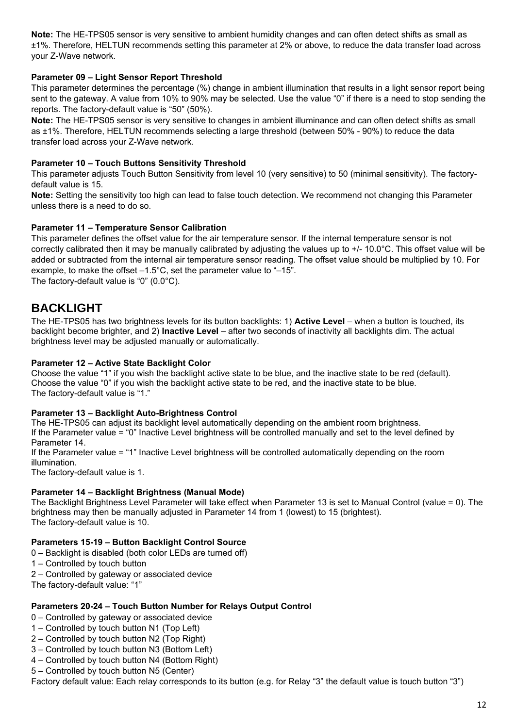**Note:** The HE-TPS05 sensor is very sensitive to ambient humidity changes and can often detect shifts as small as ±1%. Therefore, HELTUN recommends setting this parameter at 2% or above, to reduce the data transfer load across your Z-Wave network.

**Parameter 09 – Light Sensor Report Threshold**

This parameter determines the percentage (%) change in ambient illumination that results in a light sensor report being sent to the gateway. A value from 10% to 90% may be selected. Use the value "0" if there is a need to stop sending the reports. The factory-default value is "50" (50%).

**Note:** The HE-TPS05 sensor is very sensitive to changes in ambient illuminance and can often detect shifts as small as ±1%. Therefore, HELTUN recommends selecting a large threshold (between 50% - 90%) to reduce the data transfer load across your Z-Wave network.

**Parameter 10 – Touch Buttons Sensitivity Threshold**

This parameter adjusts Touch Button Sensitivity from level 10 (very sensitive) to 50 (minimal sensitivity). The factory-default value is 15.

**Note:** Setting the sensitivity too high can lead to false touch detection. We recommend not changing this Parameter unless there is a need to do so.

**Parameter 11 – Temperature Sensor Calibration**

This parameter defines the offset value for the air temperature sensor. If the internal temperature sensor is not correctly calibrated then it may be manually calibrated by adjusting the values up to +/- 10.0°C. This offset value will be added or subtracted from the internal air temperature sensor reading. The offset value should be multiplied by 10. For example, to make the offset –1.5°C, set the parameter value to "–15".

The factory-default value is "0" (0.0°C).

## BACKLIGHT

The HE-TPS05 has two brightness levels for its button backlights: 1) **Active Level** – when a button is touched, its backlight become brighter, and 2) **Inactive Level** – after two seconds of inactivity all backlights dim. The actual brightness level may be adjusted manually or automatically.

**Parameter 12 – Active State Backlight Color**

Choose the value "1" if you wish the backlight active state to be blue, and the inactive state to be red (default).
Choose the value "0" if you wish the backlight active state to be red, and the inactive state to be blue.
The factory-default value is "1."

**Parameter 13 – Backlight Auto-Brightness Control**

The HE-TPS05 can adjust its backlight level automatically depending on the ambient room brightness.
If the Parameter value = "0" Inactive Level brightness will be controlled manually and set to the level defined by Parameter 14.
If the Parameter value = "1" Inactive Level brightness will be controlled automatically depending on the room illumination.
The factory-default value is 1.

**Parameter 14 – Backlight Brightness (Manual Mode)**

The Backlight Brightness Level Parameter will take effect when Parameter 13 is set to Manual Control (value = 0). The brightness may then be manually adjusted in Parameter 14 from 1 (lowest) to 15 (brightest).
The factory-default value is 10.

**Parameters 15-19 – Button Backlight Control Source**

0 – Backlight is disabled (both color LEDs are turned off)
1 – Controlled by touch button
2 – Controlled by gateway or associated device
The factory-default value: "1"

**Parameters 20-24 – Touch Button Number for Relays Output Control**

0 – Controlled by gateway or associated device
1 – Controlled by touch button N1 (Top Left)
2 – Controlled by touch button N2 (Top Right)
3 – Controlled by touch button N3 (Bottom Left)
4 – Controlled by touch button N4 (Bottom Right)
5 – Controlled by touch button N5 (Center)
Factory default value: Each relay corresponds to its button (e.g. for Relay "3" the default value is touch button "3")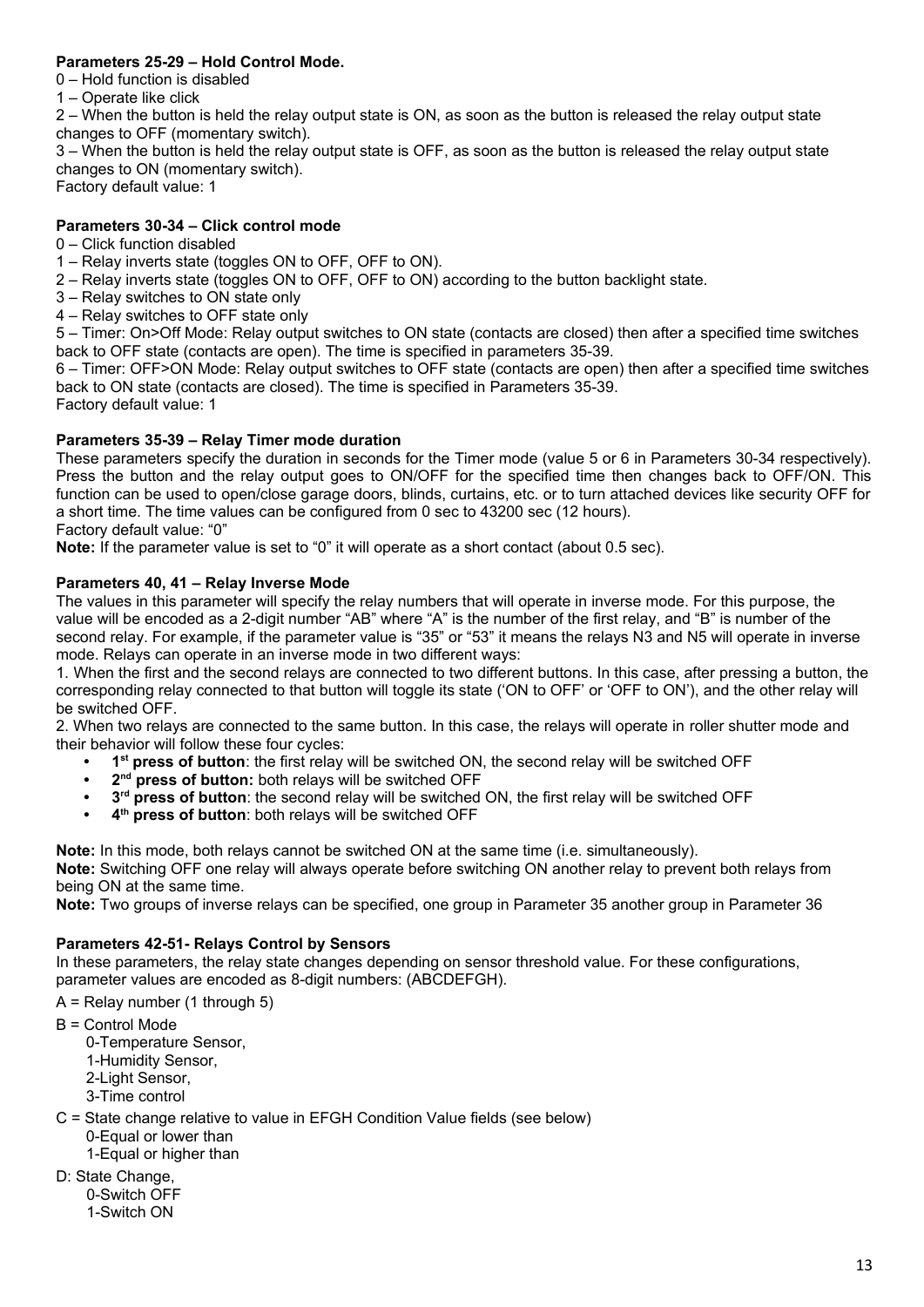**Parameters 25-29 – Hold Control Mode.**

0 – Hold function is disabled

1 – Operate like click

2 – When the button is held the relay output state is ON, as soon as the button is released the relay output state changes to OFF (momentary switch).

3 – When the button is held the relay output state is OFF, as soon as the button is released the relay output state changes to ON (momentary switch).

Factory default value: 1

**Parameters 30-34 – Click control mode**

0 – Click function disabled

1 – Relay inverts state (toggles ON to OFF, OFF to ON).

2 – Relay inverts state (toggles ON to OFF, OFF to ON) according to the button backlight state.

3 – Relay switches to ON state only

4 – Relay switches to OFF state only

5 – Timer: On>Off Mode: Relay output switches to ON state (contacts are closed) then after a specified time switches back to OFF state (contacts are open). The time is specified in parameters 35-39.

6 – Timer: OFF>ON Mode: Relay output switches to OFF state (contacts are open) then after a specified time switches back to ON state (contacts are closed). The time is specified in Parameters 35-39.

Factory default value: 1

**Parameters 35-39 – Relay Timer mode duration**

These parameters specify the duration in seconds for the Timer mode (value 5 or 6 in Parameters 30-34 respectively). Press the button and the relay output goes to ON/OFF for the specified time then changes back to OFF/ON. This function can be used to open/close garage doors, blinds, curtains, etc. or to turn attached devices like security OFF for a short time. The time values can be configured from 0 sec to 43200 sec (12 hours).

Factory default value: "0"

**Note:** If the parameter value is set to "0" it will operate as a short contact (about 0.5 sec).

**Parameters 40, 41 – Relay Inverse Mode**

The values in this parameter will specify the relay numbers that will operate in inverse mode. For this purpose, the value will be encoded as a 2-digit number "AB" where "A" is the number of the first relay, and "B" is number of the second relay. For example, if the parameter value is "35" or "53" it means the relays N3 and N5 will operate in inverse mode. Relays can operate in an inverse mode in two different ways:

1. When the first and the second relays are connected to two different buttons. In this case, after pressing a button, the corresponding relay connected to that button will toggle its state ('ON to OFF' or 'OFF to ON'), and the other relay will be switched OFF.
2. When two relays are connected to the same button. In this case, the relays will operate in roller shutter mode and their behavior will follow these four cycles:
   - **1st press of button**: the first relay will be switched ON, the second relay will be switched OFF
   - **2nd press of button:** both relays will be switched OFF
   - **3rd press of button**: the second relay will be switched ON, the first relay will be switched OFF
   - **4th press of button**: both relays will be switched OFF

**Note:** In this mode, both relays cannot be switched ON at the same time (i.e. simultaneously).

**Note:** Switching OFF one relay will always operate before switching ON another relay to prevent both relays from being ON at the same time.

**Note:** Two groups of inverse relays can be specified, one group in Parameter 35 another group in Parameter 36

**Parameters 42-51- Relays Control by Sensors**

In these parameters, the relay state changes depending on sensor threshold value. For these configurations, parameter values are encoded as 8-digit numbers: (ABCDEFGH).

A = Relay number (1 through 5)

B = Control Mode
- 0-Temperature Sensor,
- 1-Humidity Sensor,
- 2-Light Sensor,
- 3-Time control

C = State change relative to value in EFGH Condition Value fields (see below)
- 0-Equal or lower than
- 1-Equal or higher than

D: State Change,
- 0-Switch OFF
- 1-Switch ON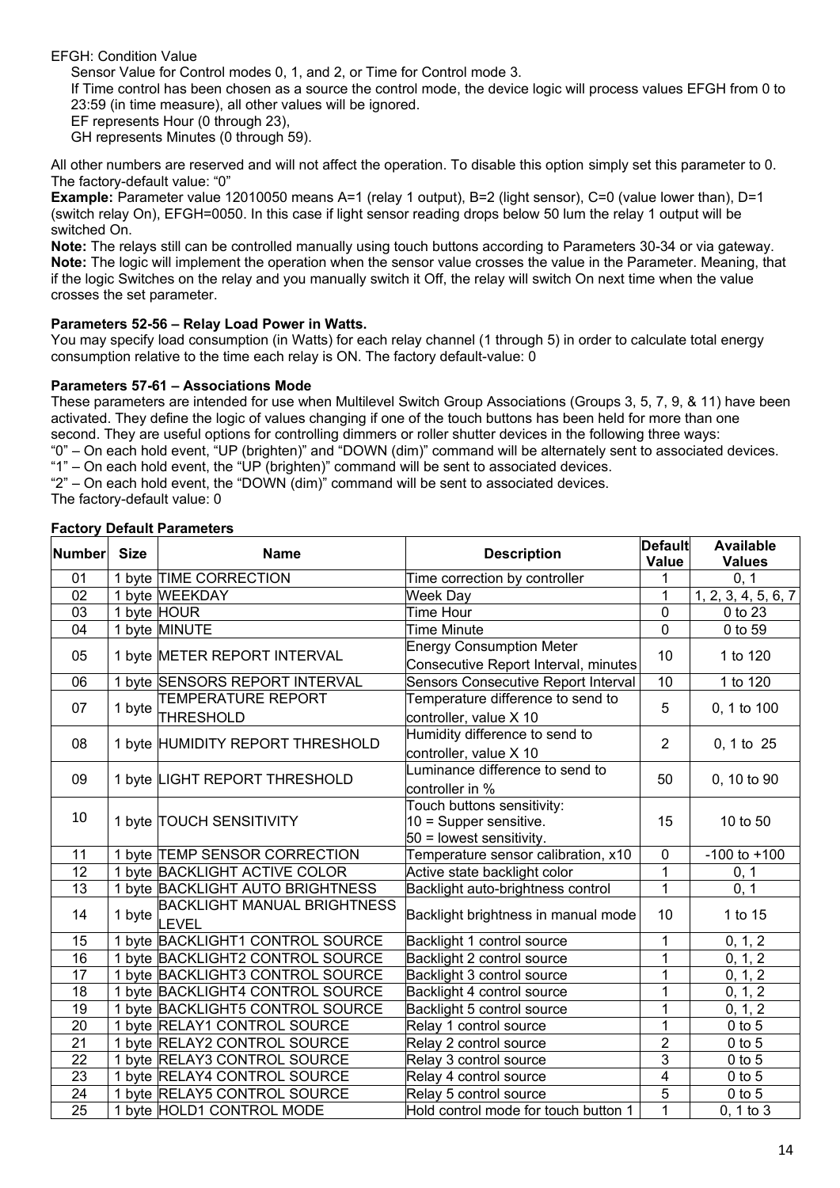EFGH: Condition Value

Sensor Value for Control modes 0, 1, and 2, or Time for Control mode 3.

If Time control has been chosen as a source the control mode, the device logic will process values EFGH from 0 to 23:59 (in time measure), all other values will be ignored.

EF represents Hour (0 through 23),

GH represents Minutes (0 through 59).

All other numbers are reserved and will not affect the operation. To disable this option simply set this parameter to 0. The factory-default value: "0"

**Example:** Parameter value 12010050 means A=1 (relay 1 output), B=2 (light sensor), C=0 (value lower than), D=1 (switch relay On), EFGH=0050. In this case if light sensor reading drops below 50 lum the relay 1 output will be switched On.

**Note:** The relays still can be controlled manually using touch buttons according to Parameters 30-34 or via gateway.

**Note:** The logic will implement the operation when the sensor value crosses the value in the Parameter. Meaning, that if the logic Switches on the relay and you manually switch it Off, the relay will switch On next time when the value crosses the set parameter.

**Parameters 52-56 – Relay Load Power in Watts.**

You may specify load consumption (in Watts) for each relay channel (1 through 5) in order to calculate total energy consumption relative to the time each relay is ON. The factory default-value: 0

**Parameters 57-61 – Associations Mode**

These parameters are intended for use when Multilevel Switch Group Associations (Groups 3, 5, 7, 9, & 11) have been activated. They define the logic of values changing if one of the touch buttons has been held for more than one second. They are useful options for controlling dimmers or roller shutter devices in the following three ways:

"0" – On each hold event, "UP (brighten)" and "DOWN (dim)" command will be alternately sent to associated devices.

"1" – On each hold event, the "UP (brighten)" command will be sent to associated devices.

"2" – On each hold event, the "DOWN (dim)" command will be sent to associated devices.

The factory-default value: 0

**Factory Default Parameters**

| Number | Size | Name | Description | Default Value | Available Values |
|---|---|---|---|---|---|
| 01 | 1 byte | TIME CORRECTION | Time correction by controller | 1 | 0, 1 |
| 02 | 1 byte | WEEKDAY | Week Day | 1 | 1, 2, 3, 4, 5, 6, 7 |
| 03 | 1 byte | HOUR | Time Hour | 0 | 0 to 23 |
| 04 | 1 byte | MINUTE | Time Minute | 0 | 0 to 59 |
| 05 | 1 byte | METER REPORT INTERVAL | Energy Consumption Meter Consecutive Report Interval, minutes | 10 | 1 to 120 |
| 06 | 1 byte | SENSORS REPORT INTERVAL | Sensors Consecutive Report Interval | 10 | 1 to 120 |
| 07 | 1 byte | TEMPERATURE REPORT THRESHOLD | Temperature difference to send to controller, value X 10 | 5 | 0, 1 to 100 |
| 08 | 1 byte | HUMIDITY REPORT THRESHOLD | Humidity difference to send to controller, value X 10 | 2 | 0, 1 to 25 |
| 09 | 1 byte | LIGHT REPORT THRESHOLD | Luminance difference to send to controller in % | 50 | 0, 10 to 90 |
| 10 | 1 byte | TOUCH SENSITIVITY | Touch buttons sensitivity:<br>10 = Supper sensitive.<br>50 = lowest sensitivity. | 15 | 10 to 50 |
| 11 | 1 byte | TEMP SENSOR CORRECTION | Temperature sensor calibration, x10 | 0 | -100 to +100 |
| 12 | 1 byte | BACKLIGHT ACTIVE COLOR | Active state backlight color | 1 | 0, 1 |
| 13 | 1 byte | BACKLIGHT AUTO BRIGHTNESS | Backlight auto-brightness control | 1 | 0, 1 |
| 14 | 1 byte | BACKLIGHT MANUAL BRIGHTNESS LEVEL | Backlight brightness in manual mode | 10 | 1 to 15 |
| 15 | 1 byte | BACKLIGHT1 CONTROL SOURCE | Backlight 1 control source | 1 | 0, 1, 2 |
| 16 | 1 byte | BACKLIGHT2 CONTROL SOURCE | Backlight 2 control source | 1 | 0, 1, 2 |
| 17 | 1 byte | BACKLIGHT3 CONTROL SOURCE | Backlight 3 control source | 1 | 0, 1, 2 |
| 18 | 1 byte | BACKLIGHT4 CONTROL SOURCE | Backlight 4 control source | 1 | 0, 1, 2 |
| 19 | 1 byte | BACKLIGHT5 CONTROL SOURCE | Backlight 5 control source | 1 | 0, 1, 2 |
| 20 | 1 byte | RELAY1 CONTROL SOURCE | Relay 1 control source | 1 | 0 to 5 |
| 21 | 1 byte | RELAY2 CONTROL SOURCE | Relay 2 control source | 2 | 0 to 5 |
| 22 | 1 byte | RELAY3 CONTROL SOURCE | Relay 3 control source | 3 | 0 to 5 |
| 23 | 1 byte | RELAY4 CONTROL SOURCE | Relay 4 control source | 4 | 0 to 5 |
| 24 | 1 byte | RELAY5 CONTROL SOURCE | Relay 5 control source | 5 | 0 to 5 |
| 25 | 1 byte | HOLD1 CONTROL MODE | Hold control mode for touch button 1 | 1 | 0, 1 to 3 |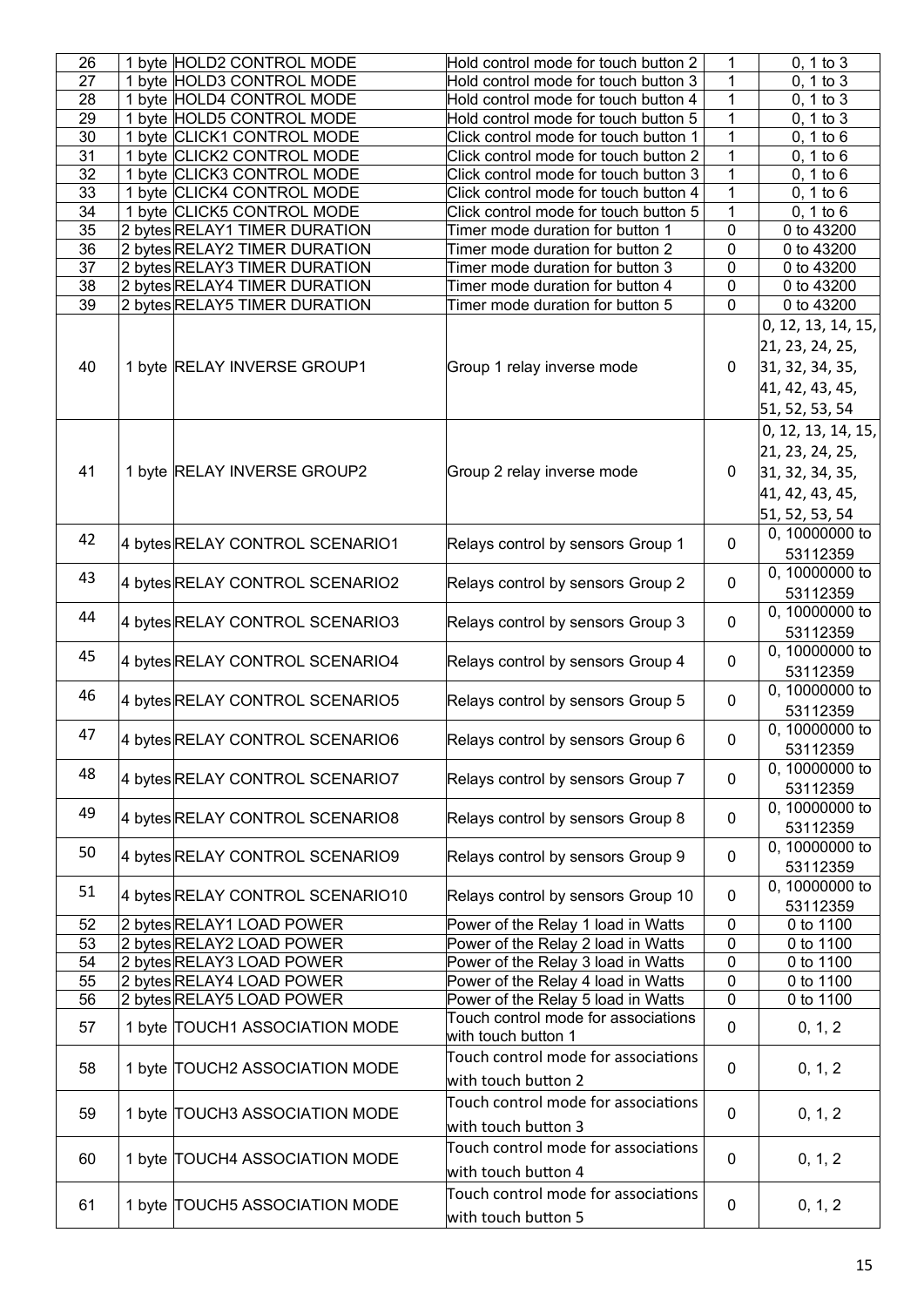| 26 | 1 byte | HOLD2 CONTROL MODE | Hold control mode for touch button 2 | 1 | 0, 1 to 3 |
|---|---|---|---|---|---|
| 27 | 1 byte | HOLD3 CONTROL MODE | Hold control mode for touch button 3 | 1 | 0, 1 to 3 |
| 28 | 1 byte | HOLD4 CONTROL MODE | Hold control mode for touch button 4 | 1 | 0, 1 to 3 |
| 29 | 1 byte | HOLD5 CONTROL MODE | Hold control mode for touch button 5 | 1 | 0, 1 to 3 |
| 30 | 1 byte | CLICK1 CONTROL MODE | Click control mode for touch button 1 | 1 | 0, 1 to 6 |
| 31 | 1 byte | CLICK2 CONTROL MODE | Click control mode for touch button 2 | 1 | 0, 1 to 6 |
| 32 | 1 byte | CLICK3 CONTROL MODE | Click control mode for touch button 3 | 1 | 0, 1 to 6 |
| 33 | 1 byte | CLICK4 CONTROL MODE | Click control mode for touch button 4 | 1 | 0, 1 to 6 |
| 34 | 1 byte | CLICK5 CONTROL MODE | Click control mode for touch button 5 | 1 | 0, 1 to 6 |
| 35 | 2 bytes | RELAY1 TIMER DURATION | Timer mode duration for button 1 | 0 | 0 to 43200 |
| 36 | 2 bytes | RELAY2 TIMER DURATION | Timer mode duration for button 2 | 0 | 0 to 43200 |
| 37 | 2 bytes | RELAY3 TIMER DURATION | Timer mode duration for button 3 | 0 | 0 to 43200 |
| 38 | 2 bytes | RELAY4 TIMER DURATION | Timer mode duration for button 4 | 0 | 0 to 43200 |
| 39 | 2 bytes | RELAY5 TIMER DURATION | Timer mode duration for button 5 | 0 | 0 to 43200 |
| 40 | 1 byte | RELAY INVERSE GROUP1 | Group 1 relay inverse mode | 0 | 0, 12, 13, 14, 15, 21, 23, 24, 25, 31, 32, 34, 35, 41, 42, 43, 45, 51, 52, 53, 54 |
| 41 | 1 byte | RELAY INVERSE GROUP2 | Group 2 relay inverse mode | 0 | 0, 12, 13, 14, 15, 21, 23, 24, 25, 31, 32, 34, 35, 41, 42, 43, 45, 51, 52, 53, 54 |
| 42 | 4 bytes | RELAY CONTROL SCENARIO1 | Relays control by sensors Group 1 | 0 | 0, 10000000 to 53112359 |
| 43 | 4 bytes | RELAY CONTROL SCENARIO2 | Relays control by sensors Group 2 | 0 | 0, 10000000 to 53112359 |
| 44 | 4 bytes | RELAY CONTROL SCENARIO3 | Relays control by sensors Group 3 | 0 | 0, 10000000 to 53112359 |
| 45 | 4 bytes | RELAY CONTROL SCENARIO4 | Relays control by sensors Group 4 | 0 | 0, 10000000 to 53112359 |
| 46 | 4 bytes | RELAY CONTROL SCENARIO5 | Relays control by sensors Group 5 | 0 | 0, 10000000 to 53112359 |
| 47 | 4 bytes | RELAY CONTROL SCENARIO6 | Relays control by sensors Group 6 | 0 | 0, 10000000 to 53112359 |
| 48 | 4 bytes | RELAY CONTROL SCENARIO7 | Relays control by sensors Group 7 | 0 | 0, 10000000 to 53112359 |
| 49 | 4 bytes | RELAY CONTROL SCENARIO8 | Relays control by sensors Group 8 | 0 | 0, 10000000 to 53112359 |
| 50 | 4 bytes | RELAY CONTROL SCENARIO9 | Relays control by sensors Group 9 | 0 | 0, 10000000 to 53112359 |
| 51 | 4 bytes | RELAY CONTROL SCENARIO10 | Relays control by sensors Group 10 | 0 | 0, 10000000 to 53112359 |
| 52 | 2 bytes | RELAY1 LOAD POWER | Power of the Relay 1 load in Watts | 0 | 0 to 1100 |
| 53 | 2 bytes | RELAY2 LOAD POWER | Power of the Relay 2 load in Watts | 0 | 0 to 1100 |
| 54 | 2 bytes | RELAY3 LOAD POWER | Power of the Relay 3 load in Watts | 0 | 0 to 1100 |
| 55 | 2 bytes | RELAY4 LOAD POWER | Power of the Relay 4 load in Watts | 0 | 0 to 1100 |
| 56 | 2 bytes | RELAY5 LOAD POWER | Power of the Relay 5 load in Watts | 0 | 0 to 1100 |
| 57 | 1 byte | TOUCH1 ASSOCIATION MODE | Touch control mode for associations with touch button 1 | 0 | 0, 1, 2 |
| 58 | 1 byte | TOUCH2 ASSOCIATION MODE | Touch control mode for associations with touch button 2 | 0 | 0, 1, 2 |
| 59 | 1 byte | TOUCH3 ASSOCIATION MODE | Touch control mode for associations with touch button 3 | 0 | 0, 1, 2 |
| 60 | 1 byte | TOUCH4 ASSOCIATION MODE | Touch control mode for associations with touch button 4 | 0 | 0, 1, 2 |
| 61 | 1 byte | TOUCH5 ASSOCIATION MODE | Touch control mode for associations with touch button 5 | 0 | 0, 1, 2 |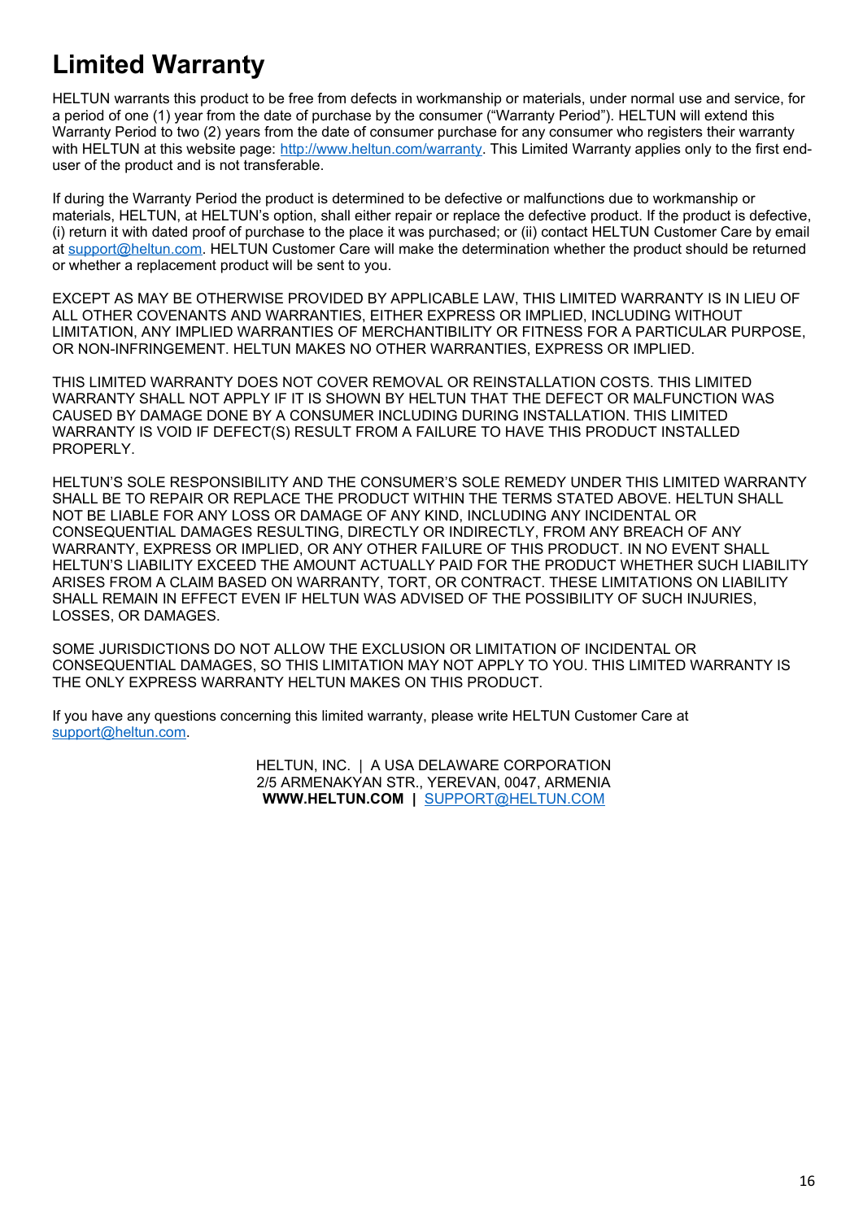# Limited Warranty

HELTUN warrants this product to be free from defects in workmanship or materials, under normal use and service, for a period of one (1) year from the date of purchase by the consumer ("Warranty Period"). HELTUN will extend this Warranty Period to two (2) years from the date of consumer purchase for any consumer who registers their warranty with HELTUN at this website page: http://www.heltun.com/warranty. This Limited Warranty applies only to the first end-user of the product and is not transferable.

If during the Warranty Period the product is determined to be defective or malfunctions due to workmanship or materials, HELTUN, at HELTUN's option, shall either repair or replace the defective product. If the product is defective, (i) return it with dated proof of purchase to the place it was purchased; or (ii) contact HELTUN Customer Care by email at support@heltun.com. HELTUN Customer Care will make the determination whether the product should be returned or whether a replacement product will be sent to you.

EXCEPT AS MAY BE OTHERWISE PROVIDED BY APPLICABLE LAW, THIS LIMITED WARRANTY IS IN LIEU OF ALL OTHER COVENANTS AND WARRANTIES, EITHER EXPRESS OR IMPLIED, INCLUDING WITHOUT LIMITATION, ANY IMPLIED WARRANTIES OF MERCHANTIBILITY OR FITNESS FOR A PARTICULAR PURPOSE, OR NON-INFRINGEMENT. HELTUN MAKES NO OTHER WARRANTIES, EXPRESS OR IMPLIED.

THIS LIMITED WARRANTY DOES NOT COVER REMOVAL OR REINSTALLATION COSTS. THIS LIMITED WARRANTY SHALL NOT APPLY IF IT IS SHOWN BY HELTUN THAT THE DEFECT OR MALFUNCTION WAS CAUSED BY DAMAGE DONE BY A CONSUMER INCLUDING DURING INSTALLATION. THIS LIMITED WARRANTY IS VOID IF DEFECT(S) RESULT FROM A FAILURE TO HAVE THIS PRODUCT INSTALLED PROPERLY.

HELTUN'S SOLE RESPONSIBILITY AND THE CONSUMER'S SOLE REMEDY UNDER THIS LIMITED WARRANTY SHALL BE TO REPAIR OR REPLACE THE PRODUCT WITHIN THE TERMS STATED ABOVE. HELTUN SHALL NOT BE LIABLE FOR ANY LOSS OR DAMAGE OF ANY KIND, INCLUDING ANY INCIDENTAL OR CONSEQUENTIAL DAMAGES RESULTING, DIRECTLY OR INDIRECTLY, FROM ANY BREACH OF ANY WARRANTY, EXPRESS OR IMPLIED, OR ANY OTHER FAILURE OF THIS PRODUCT. IN NO EVENT SHALL HELTUN'S LIABILITY EXCEED THE AMOUNT ACTUALLY PAID FOR THE PRODUCT WHETHER SUCH LIABILITY ARISES FROM A CLAIM BASED ON WARRANTY, TORT, OR CONTRACT. THESE LIMITATIONS ON LIABILITY SHALL REMAIN IN EFFECT EVEN IF HELTUN WAS ADVISED OF THE POSSIBILITY OF SUCH INJURIES, LOSSES, OR DAMAGES.

SOME JURISDICTIONS DO NOT ALLOW THE EXCLUSION OR LIMITATION OF INCIDENTAL OR CONSEQUENTIAL DAMAGES, SO THIS LIMITATION MAY NOT APPLY TO YOU. THIS LIMITED WARRANTY IS THE ONLY EXPRESS WARRANTY HELTUN MAKES ON THIS PRODUCT.

If you have any questions concerning this limited warranty, please write HELTUN Customer Care at support@heltun.com.

HELTUN, INC. | A USA DELAWARE CORPORATION
2/5 ARMENAKYAN STR., YEREVAN, 0047, ARMENIA
**WWW.HELTUN.COM |** SUPPORT@HELTUN.COM